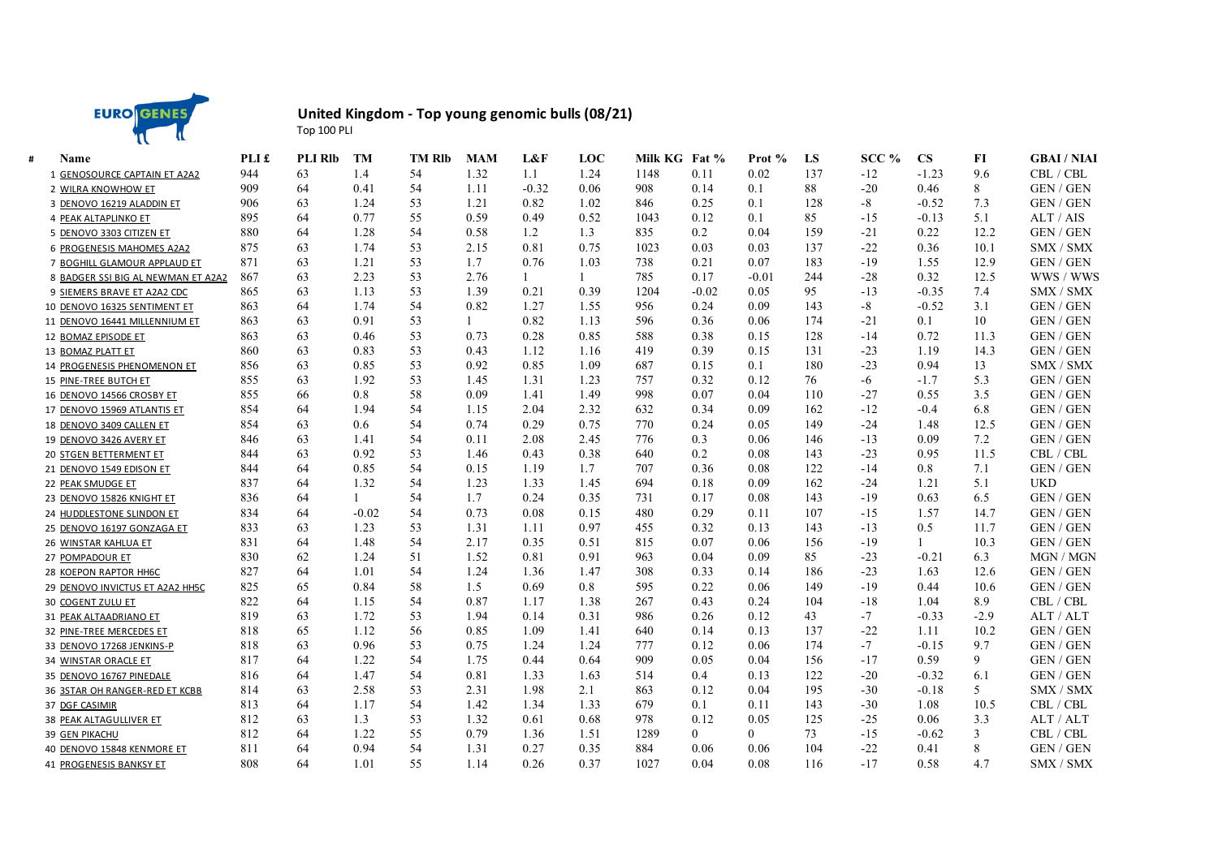EURO GENES

# United Kingdom - Top young genomic bulls (08/21)

Top 100 PLI

| # | Name | PLI £ | PLI Rlb | TM | TM Rlb | MAM | L&F | LOC | Milk KG | Fat % | Prot % | LS | SCC % | CS | FI | GBAI / NIAI |
|---|---|---|---|---|---|---|---|---|---|---|---|---|---|---|---|---|
| 1 | GENOSOURCE CAPTAIN ET A2A2 | 944 | 63 | 1.4 | 54 | 1.32 | 1.1 | 1.24 | 1148 | 0.11 | 0.02 | 137 | -12 | -1.23 | 9.6 | CBL / CBL |
| 2 | WILRA KNOWHOW ET | 909 | 64 | 0.41 | 54 | 1.11 | -0.32 | 0.06 | 908 | 0.14 | 0.1 | 88 | -20 | 0.46 | 8 | GEN / GEN |
| 3 | DENOVO 16219 ALADDIN ET | 906 | 63 | 1.24 | 53 | 1.21 | 0.82 | 1.02 | 846 | 0.25 | 0.1 | 128 | -8 | -0.52 | 7.3 | GEN / GEN |
| 4 | PEAK ALTAPLINKO ET | 895 | 64 | 0.77 | 55 | 0.59 | 0.49 | 0.52 | 1043 | 0.12 | 0.1 | 85 | -15 | -0.13 | 5.1 | ALT / AIS |
| 5 | DENOVO 3303 CITIZEN ET | 880 | 64 | 1.28 | 54 | 0.58 | 1.2 | 1.3 | 835 | 0.2 | 0.04 | 159 | -21 | 0.22 | 12.2 | GEN / GEN |
| 6 | PROGENESIS MAHOMES A2A2 | 875 | 63 | 1.74 | 53 | 2.15 | 0.81 | 0.75 | 1023 | 0.03 | 0.03 | 137 | -22 | 0.36 | 10.1 | SMX / SMX |
| 7 | BOGHILL GLAMOUR APPLAUD ET | 871 | 63 | 1.21 | 53 | 1.7 | 0.76 | 1.03 | 738 | 0.21 | 0.07 | 183 | -19 | 1.55 | 12.9 | GEN / GEN |
| 8 | BADGER SSI BIG AL NEWMAN ET A2A2 | 867 | 63 | 2.23 | 53 | 2.76 | 1 | 1 | 785 | 0.17 | -0.01 | 244 | -28 | 0.32 | 12.5 | WWS / WWS |
| 9 | SIEMERS BRAVE ET A2A2 CDC | 865 | 63 | 1.13 | 53 | 1.39 | 0.21 | 0.39 | 1204 | -0.02 | 0.05 | 95 | -13 | -0.35 | 7.4 | SMX / SMX |
| 10 | DENOVO 16325 SENTIMENT ET | 863 | 64 | 1.74 | 54 | 0.82 | 1.27 | 1.55 | 956 | 0.24 | 0.09 | 143 | -8 | -0.52 | 3.1 | GEN / GEN |
| 11 | DENOVO 16441 MILLENNIUM ET | 863 | 63 | 0.91 | 53 | 1 | 0.82 | 1.13 | 596 | 0.36 | 0.06 | 174 | -21 | 0.1 | 10 | GEN / GEN |
| 12 | BOMAZ EPISODE ET | 863 | 63 | 0.46 | 53 | 0.73 | 0.28 | 0.85 | 588 | 0.38 | 0.15 | 128 | -14 | 0.72 | 11.3 | GEN / GEN |
| 13 | BOMAZ PLATT ET | 860 | 63 | 0.83 | 53 | 0.43 | 1.12 | 1.16 | 419 | 0.39 | 0.15 | 131 | -23 | 1.19 | 14.3 | GEN / GEN |
| 14 | PROGENESIS PHENOMENON ET | 856 | 63 | 0.85 | 53 | 0.92 | 0.85 | 1.09 | 687 | 0.15 | 0.1 | 180 | -23 | 0.94 | 13 | SMX / SMX |
| 15 | PINE-TREE BUTCH ET | 855 | 63 | 1.92 | 53 | 1.45 | 1.31 | 1.23 | 757 | 0.32 | 0.12 | 76 | -6 | -1.7 | 5.3 | GEN / GEN |
| 16 | DENOVO 14566 CROSBY ET | 855 | 66 | 0.8 | 58 | 0.09 | 1.41 | 1.49 | 998 | 0.07 | 0.04 | 110 | -27 | 0.55 | 3.5 | GEN / GEN |
| 17 | DENOVO 15969 ATLANTIS ET | 854 | 64 | 1.94 | 54 | 1.15 | 2.04 | 2.32 | 632 | 0.34 | 0.09 | 162 | -12 | -0.4 | 6.8 | GEN / GEN |
| 18 | DENOVO 3409 CALLEN ET | 854 | 63 | 0.6 | 54 | 0.74 | 0.29 | 0.75 | 770 | 0.24 | 0.05 | 149 | -24 | 1.48 | 12.5 | GEN / GEN |
| 19 | DENOVO 3426 AVERY ET | 846 | 63 | 1.41 | 54 | 0.11 | 2.08 | 2.45 | 776 | 0.3 | 0.06 | 146 | -13 | 0.09 | 7.2 | GEN / GEN |
| 20 | STGEN BETTERMENT ET | 844 | 63 | 0.92 | 53 | 1.46 | 0.43 | 0.38 | 640 | 0.2 | 0.08 | 143 | -23 | 0.95 | 11.5 | CBL / CBL |
| 21 | DENOVO 1549 EDISON ET | 844 | 64 | 0.85 | 54 | 0.15 | 1.19 | 1.7 | 707 | 0.36 | 0.08 | 122 | -14 | 0.8 | 7.1 | GEN / GEN |
| 22 | PEAK SMUDGE ET | 837 | 64 | 1.32 | 54 | 1.23 | 1.33 | 1.45 | 694 | 0.18 | 0.09 | 162 | -24 | 1.21 | 5.1 | UKD |
| 23 | DENOVO 15826 KNIGHT ET | 836 | 64 | 1 | 54 | 1.7 | 0.24 | 0.35 | 731 | 0.17 | 0.08 | 143 | -19 | 0.63 | 6.5 | GEN / GEN |
| 24 | HUDDLESTONE SLINDON ET | 834 | 64 | -0.02 | 54 | 0.73 | 0.08 | 0.15 | 480 | 0.29 | 0.11 | 107 | -15 | 1.57 | 14.7 | GEN / GEN |
| 25 | DENOVO 16197 GONZAGA ET | 833 | 63 | 1.23 | 53 | 1.31 | 1.11 | 0.97 | 455 | 0.32 | 0.13 | 143 | -13 | 0.5 | 11.7 | GEN / GEN |
| 26 | WINSTAR KAHLUA ET | 831 | 64 | 1.48 | 54 | 2.17 | 0.35 | 0.51 | 815 | 0.07 | 0.06 | 156 | -19 | 1 | 10.3 | GEN / GEN |
| 27 | POMPADOUR ET | 830 | 62 | 1.24 | 51 | 1.52 | 0.81 | 0.91 | 963 | 0.04 | 0.09 | 85 | -23 | -0.21 | 6.3 | MGN / MGN |
| 28 | KOEPON RAPTOR HH6C | 827 | 64 | 1.01 | 54 | 1.24 | 1.36 | 1.47 | 308 | 0.33 | 0.14 | 186 | -23 | 1.63 | 12.6 | GEN / GEN |
| 29 | DENOVO INVICTUS ET A2A2 HH5C | 825 | 65 | 0.84 | 58 | 1.5 | 0.69 | 0.8 | 595 | 0.22 | 0.06 | 149 | -19 | 0.44 | 10.6 | GEN / GEN |
| 30 | COGENT ZULU ET | 822 | 64 | 1.15 | 54 | 0.87 | 1.17 | 1.38 | 267 | 0.43 | 0.24 | 104 | -18 | 1.04 | 8.9 | CBL / CBL |
| 31 | PEAK ALTAADRIANO ET | 819 | 63 | 1.72 | 53 | 1.94 | 0.14 | 0.31 | 986 | 0.26 | 0.12 | 43 | -7 | -0.33 | -2.9 | ALT / ALT |
| 32 | PINE-TREE MERCEDES ET | 818 | 65 | 1.12 | 56 | 0.85 | 1.09 | 1.41 | 640 | 0.14 | 0.13 | 137 | -22 | 1.11 | 10.2 | GEN / GEN |
| 33 | DENOVO 17268 JENKINS-P | 818 | 63 | 0.96 | 53 | 0.75 | 1.24 | 1.24 | 777 | 0.12 | 0.06 | 174 | -7 | -0.15 | 9.7 | GEN / GEN |
| 34 | WINSTAR ORACLE ET | 817 | 64 | 1.22 | 54 | 1.75 | 0.44 | 0.64 | 909 | 0.05 | 0.04 | 156 | -17 | 0.59 | 9 | GEN / GEN |
| 35 | DENOVO 16767 PINEDALE | 816 | 64 | 1.47 | 54 | 0.81 | 1.33 | 1.63 | 514 | 0.4 | 0.13 | 122 | -20 | -0.32 | 6.1 | GEN / GEN |
| 36 | 3STAR OH RANGER-RED ET KCBB | 814 | 63 | 2.58 | 53 | 2.31 | 1.98 | 2.1 | 863 | 0.12 | 0.04 | 195 | -30 | -0.18 | 5 | SMX / SMX |
| 37 | DGF CASIMIR | 813 | 64 | 1.17 | 54 | 1.42 | 1.34 | 1.33 | 679 | 0.1 | 0.11 | 143 | -30 | 1.08 | 10.5 | CBL / CBL |
| 38 | PEAK ALTAGULLIVER ET | 812 | 63 | 1.3 | 53 | 1.32 | 0.61 | 0.68 | 978 | 0.12 | 0.05 | 125 | -25 | 0.06 | 3.3 | ALT / ALT |
| 39 | GEN PIKACHU | 812 | 64 | 1.22 | 55 | 0.79 | 1.36 | 1.51 | 1289 | 0 | 0 | 73 | -15 | -0.62 | 3 | CBL / CBL |
| 40 | DENOVO 15848 KENMORE ET | 811 | 64 | 0.94 | 54 | 1.31 | 0.27 | 0.35 | 884 | 0.06 | 0.06 | 104 | -22 | 0.41 | 8 | GEN / GEN |
| 41 | PROGENESIS BANKSY ET | 808 | 64 | 1.01 | 55 | 1.14 | 0.26 | 0.37 | 1027 | 0.04 | 0.08 | 116 | -17 | 0.58 | 4.7 | SMX / SMX |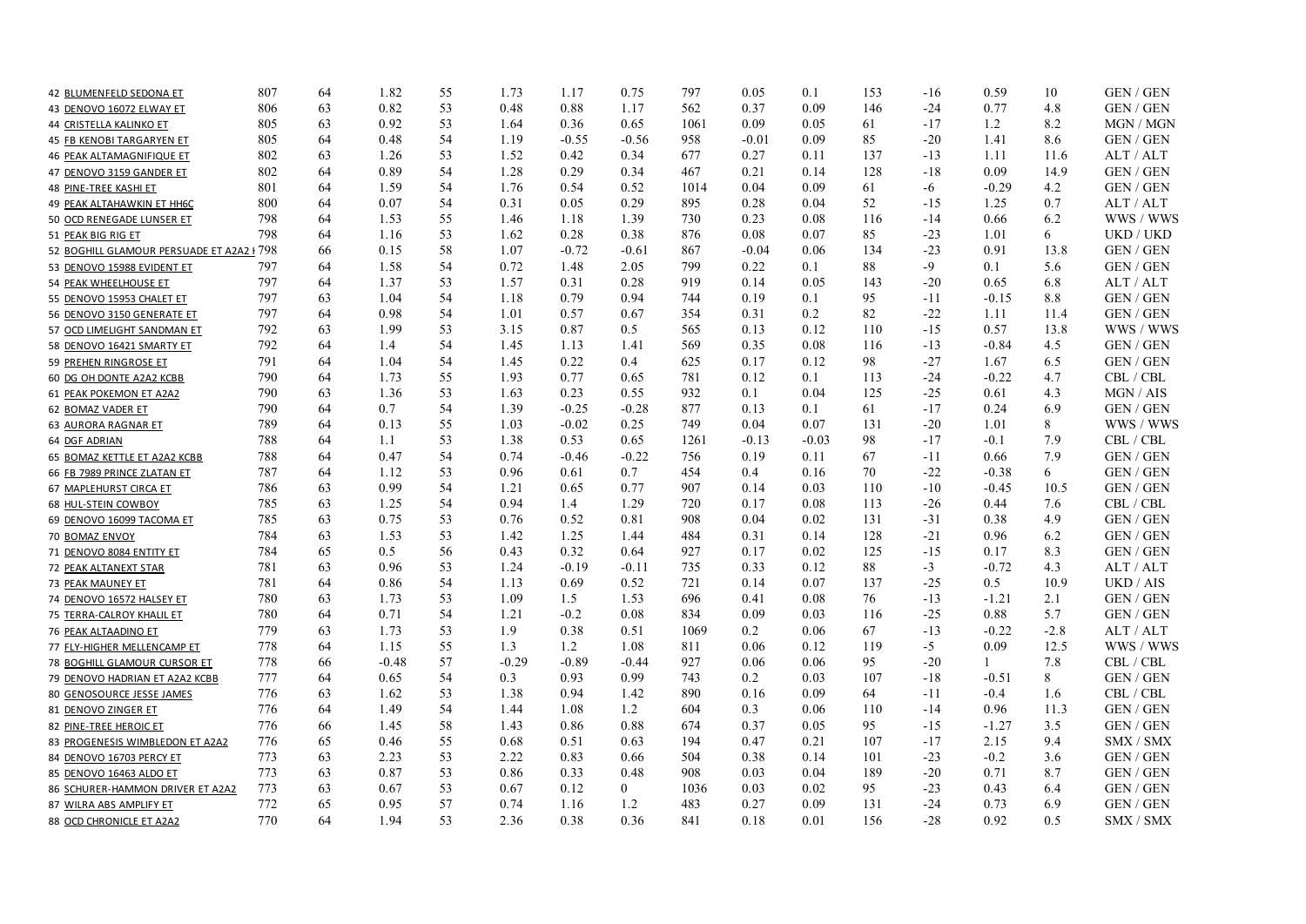| | | | | | | | | | | | | | | | |
|---|---|---|---|---|---|---|---|---|---|---|---|---|---|---|---|
| 42 BLUMENFELD SEDONA ET | 807 | 64 | 1.82 | 55 | 1.73 | 1.17 | 0.75 | 797 | 0.05 | 0.1 | 153 | -16 | 0.59 | 10 | GEN / GEN |
| 43 DENOVO 16072 ELWAY ET | 806 | 63 | 0.82 | 53 | 0.48 | 0.88 | 1.17 | 562 | 0.37 | 0.09 | 146 | -24 | 0.77 | 4.8 | GEN / GEN |
| 44 CRISTELLA KALINKO ET | 805 | 63 | 0.92 | 53 | 1.64 | 0.36 | 0.65 | 1061 | 0.09 | 0.05 | 61 | -17 | 1.2 | 8.2 | MGN / MGN |
| 45 FB KENOBI TARGARYEN ET | 805 | 64 | 0.48 | 54 | 1.19 | -0.55 | -0.56 | 958 | -0.01 | 0.09 | 85 | -20 | 1.41 | 8.6 | GEN / GEN |
| 46 PEAK ALTAMAGNIFIQUE ET | 802 | 63 | 1.26 | 53 | 1.52 | 0.42 | 0.34 | 677 | 0.27 | 0.11 | 137 | -13 | 1.11 | 11.6 | ALT / ALT |
| 47 DENOVO 3159 GANDER ET | 802 | 64 | 0.89 | 54 | 1.28 | 0.29 | 0.34 | 467 | 0.21 | 0.14 | 128 | -18 | 0.09 | 14.9 | GEN / GEN |
| 48 PINE-TREE KASHI ET | 801 | 64 | 1.59 | 54 | 1.76 | 0.54 | 0.52 | 1014 | 0.04 | 0.09 | 61 | -6 | -0.29 | 4.2 | GEN / GEN |
| 49 PEAK ALTAHAWKIN ET HH6C | 800 | 64 | 0.07 | 54 | 0.31 | 0.05 | 0.29 | 895 | 0.28 | 0.04 | 52 | -15 | 1.25 | 0.7 | ALT / ALT |
| 50 OCD RENEGADE LUNSER ET | 798 | 64 | 1.53 | 55 | 1.46 | 1.18 | 1.39 | 730 | 0.23 | 0.08 | 116 | -14 | 0.66 | 6.2 | WWS / WWS |
| 51 PEAK BIG RIG ET | 798 | 64 | 1.16 | 53 | 1.62 | 0.28 | 0.38 | 876 | 0.08 | 0.07 | 85 | -23 | 1.01 | 6 | UKD / UKD |
| 52 BOGHILL GLAMOUR PERSUADE ET A2A2 I | 798 | 66 | 0.15 | 58 | 1.07 | -0.72 | -0.61 | 867 | -0.04 | 0.06 | 134 | -23 | 0.91 | 13.8 | GEN / GEN |
| 53 DENOVO 15988 EVIDENT ET | 797 | 64 | 1.58 | 54 | 0.72 | 1.48 | 2.05 | 799 | 0.22 | 0.1 | 88 | -9 | 0.1 | 5.6 | GEN / GEN |
| 54 PEAK WHEELHOUSE ET | 797 | 64 | 1.37 | 53 | 1.57 | 0.31 | 0.28 | 919 | 0.14 | 0.05 | 143 | -20 | 0.65 | 6.8 | ALT / ALT |
| 55 DENOVO 15953 CHALET ET | 797 | 63 | 1.04 | 54 | 1.18 | 0.79 | 0.94 | 744 | 0.19 | 0.1 | 95 | -11 | -0.15 | 8.8 | GEN / GEN |
| 56 DENOVO 3150 GENERATE ET | 797 | 64 | 0.98 | 54 | 1.01 | 0.57 | 0.67 | 354 | 0.31 | 0.2 | 82 | -22 | 1.11 | 11.4 | GEN / GEN |
| 57 OCD LIMELIGHT SANDMAN ET | 792 | 63 | 1.99 | 53 | 3.15 | 0.87 | 0.5 | 565 | 0.13 | 0.12 | 110 | -15 | 0.57 | 13.8 | WWS / WWS |
| 58 DENOVO 16421 SMARTY ET | 792 | 64 | 1.4 | 54 | 1.45 | 1.13 | 1.41 | 569 | 0.35 | 0.08 | 116 | -13 | -0.84 | 4.5 | GEN / GEN |
| 59 PREHEN RINGROSE ET | 791 | 64 | 1.04 | 54 | 1.45 | 0.22 | 0.4 | 625 | 0.17 | 0.12 | 98 | -27 | 1.67 | 6.5 | GEN / GEN |
| 60 DG OH DONTE A2A2 KCBB | 790 | 64 | 1.73 | 55 | 1.93 | 0.77 | 0.65 | 781 | 0.12 | 0.1 | 113 | -24 | -0.22 | 4.7 | CBL / CBL |
| 61 PEAK POKEMON ET A2A2 | 790 | 63 | 1.36 | 53 | 1.63 | 0.23 | 0.55 | 932 | 0.1 | 0.04 | 125 | -25 | 0.61 | 4.3 | MGN / AIS |
| 62 BOMAZ VADER ET | 790 | 64 | 0.7 | 54 | 1.39 | -0.25 | -0.28 | 877 | 0.13 | 0.1 | 61 | -17 | 0.24 | 6.9 | GEN / GEN |
| 63 AURORA RAGNAR ET | 789 | 64 | 0.13 | 55 | 1.03 | -0.02 | 0.25 | 749 | 0.04 | 0.07 | 131 | -20 | 1.01 | 8 | WWS / WWS |
| 64 DGF ADRIAN | 788 | 64 | 1.1 | 53 | 1.38 | 0.53 | 0.65 | 1261 | -0.13 | -0.03 | 98 | -17 | -0.1 | 7.9 | CBL / CBL |
| 65 BOMAZ KETTLE ET A2A2 KCBB | 788 | 64 | 0.47 | 54 | 0.74 | -0.46 | -0.22 | 756 | 0.19 | 0.11 | 67 | -11 | 0.66 | 7.9 | GEN / GEN |
| 66 FB 7989 PRINCE ZLATAN ET | 787 | 64 | 1.12 | 53 | 0.96 | 0.61 | 0.7 | 454 | 0.4 | 0.16 | 70 | -22 | -0.38 | 6 | GEN / GEN |
| 67 MAPLEHURST CIRCA ET | 786 | 63 | 0.99 | 54 | 1.21 | 0.65 | 0.77 | 907 | 0.14 | 0.03 | 110 | -10 | -0.45 | 10.5 | GEN / GEN |
| 68 HUL-STEIN COWBOY | 785 | 63 | 1.25 | 54 | 0.94 | 1.4 | 1.29 | 720 | 0.17 | 0.08 | 113 | -26 | 0.44 | 7.6 | CBL / CBL |
| 69 DENOVO 16099 TACOMA ET | 785 | 63 | 0.75 | 53 | 0.76 | 0.52 | 0.81 | 908 | 0.04 | 0.02 | 131 | -31 | 0.38 | 4.9 | GEN / GEN |
| 70 BOMAZ ENVOY | 784 | 63 | 1.53 | 53 | 1.42 | 1.25 | 1.44 | 484 | 0.31 | 0.14 | 128 | -21 | 0.96 | 6.2 | GEN / GEN |
| 71 DENOVO 8084 ENTITY ET | 784 | 65 | 0.5 | 56 | 0.43 | 0.32 | 0.64 | 927 | 0.17 | 0.02 | 125 | -15 | 0.17 | 8.3 | GEN / GEN |
| 72 PEAK ALTANEXT STAR | 781 | 63 | 0.96 | 53 | 1.24 | -0.19 | -0.11 | 735 | 0.33 | 0.12 | 88 | -3 | -0.72 | 4.3 | ALT / ALT |
| 73 PEAK MAUNEY ET | 781 | 64 | 0.86 | 54 | 1.13 | 0.69 | 0.52 | 721 | 0.14 | 0.07 | 137 | -25 | 0.5 | 10.9 | UKD / AIS |
| 74 DENOVO 16572 HALSEY ET | 780 | 63 | 1.73 | 53 | 1.09 | 1.5 | 1.53 | 696 | 0.41 | 0.08 | 76 | -13 | -1.21 | 2.1 | GEN / GEN |
| 75 TERRA-CALROY KHALIL ET | 780 | 64 | 0.71 | 54 | 1.21 | -0.2 | 0.08 | 834 | 0.09 | 0.03 | 116 | -25 | 0.88 | 5.7 | GEN / GEN |
| 76 PEAK ALTAADINO ET | 779 | 63 | 1.73 | 53 | 1.9 | 0.38 | 0.51 | 1069 | 0.2 | 0.06 | 67 | -13 | -0.22 | -2.8 | ALT / ALT |
| 77 FLY-HIGHER MELLENCAMP ET | 778 | 64 | 1.15 | 55 | 1.3 | 1.2 | 1.08 | 811 | 0.06 | 0.12 | 119 | -5 | 0.09 | 12.5 | WWS / WWS |
| 78 BOGHILL GLAMOUR CURSOR ET | 778 | 66 | -0.48 | 57 | -0.29 | -0.89 | -0.44 | 927 | 0.06 | 0.06 | 95 | -20 | 1 | 7.8 | CBL / CBL |
| 79 DENOVO HADRIAN ET A2A2 KCBB | 777 | 64 | 0.65 | 54 | 0.3 | 0.93 | 0.99 | 743 | 0.2 | 0.03 | 107 | -18 | -0.51 | 8 | GEN / GEN |
| 80 GENOSOURCE JESSE JAMES | 776 | 63 | 1.62 | 53 | 1.38 | 0.94 | 1.42 | 890 | 0.16 | 0.09 | 64 | -11 | -0.4 | 1.6 | CBL / CBL |
| 81 DENOVO ZINGER ET | 776 | 64 | 1.49 | 54 | 1.44 | 1.08 | 1.2 | 604 | 0.3 | 0.06 | 110 | -14 | 0.96 | 11.3 | GEN / GEN |
| 82 PINE-TREE HEROIC ET | 776 | 66 | 1.45 | 58 | 1.43 | 0.86 | 0.88 | 674 | 0.37 | 0.05 | 95 | -15 | -1.27 | 3.5 | GEN / GEN |
| 83 PROGENESIS WIMBLEDON ET A2A2 | 776 | 65 | 0.46 | 55 | 0.68 | 0.51 | 0.63 | 194 | 0.47 | 0.21 | 107 | -17 | 2.15 | 9.4 | SMX / SMX |
| 84 DENOVO 16703 PERCY ET | 773 | 63 | 2.23 | 53 | 2.22 | 0.83 | 0.66 | 504 | 0.38 | 0.14 | 101 | -23 | -0.2 | 3.6 | GEN / GEN |
| 85 DENOVO 16463 ALDO ET | 773 | 63 | 0.87 | 53 | 0.86 | 0.33 | 0.48 | 908 | 0.03 | 0.04 | 189 | -20 | 0.71 | 8.7 | GEN / GEN |
| 86 SCHURER-HAMMON DRIVER ET A2A2 | 773 | 63 | 0.67 | 53 | 0.67 | 0.12 | 0 | 1036 | 0.03 | 0.02 | 95 | -23 | 0.43 | 6.4 | GEN / GEN |
| 87 WILRA ABS AMPLIFY ET | 772 | 65 | 0.95 | 57 | 0.74 | 1.16 | 1.2 | 483 | 0.27 | 0.09 | 131 | -24 | 0.73 | 6.9 | GEN / GEN |
| 88 OCD CHRONICLE ET A2A2 | 770 | 64 | 1.94 | 53 | 2.36 | 0.38 | 0.36 | 841 | 0.18 | 0.01 | 156 | -28 | 0.92 | 0.5 | SMX / SMX |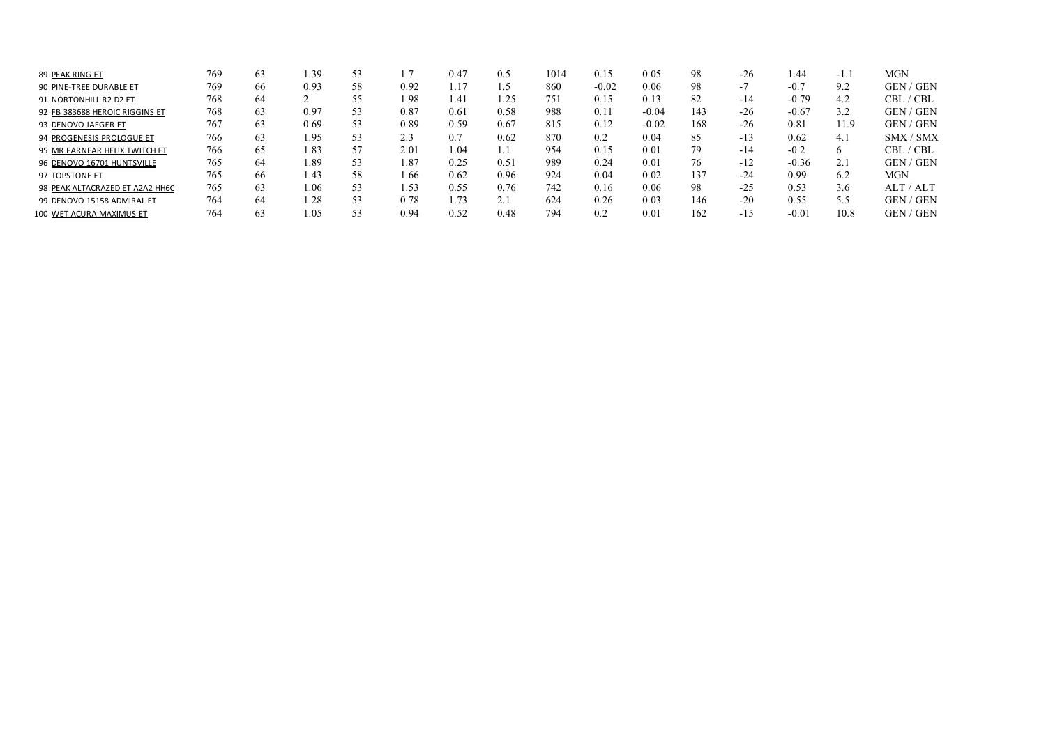| | | | | | | | | | | | | | | | | |
|---|---|---|---|---|---|---|---|---|---|---|---|---|---|---|---|---|
| 89 | PEAK RING ET | 769 | 63 | 1.39 | 53 | 1.7 | 0.47 | 0.5 | 1014 | 0.15 | 0.05 | 98 | -26 | 1.44 | -1.1 | MGN |
| 90 | PINE-TREE DURABLE ET | 769 | 66 | 0.93 | 58 | 0.92 | 1.17 | 1.5 | 860 | -0.02 | 0.06 | 98 | -7 | -0.7 | 9.2 | GEN / GEN |
| 91 | NORTONHILL R2 D2 ET | 768 | 64 | 2 | 55 | 1.98 | 1.41 | 1.25 | 751 | 0.15 | 0.13 | 82 | -14 | -0.79 | 4.2 | CBL / CBL |
| 92 | FB 383688 HEROIC RIGGINS ET | 768 | 63 | 0.97 | 53 | 0.87 | 0.61 | 0.58 | 988 | 0.11 | -0.04 | 143 | -26 | -0.67 | 3.2 | GEN / GEN |
| 93 | DENOVO JAEGER ET | 767 | 63 | 0.69 | 53 | 0.89 | 0.59 | 0.67 | 815 | 0.12 | -0.02 | 168 | -26 | 0.81 | 11.9 | GEN / GEN |
| 94 | PROGENESIS PROLOGUE ET | 766 | 63 | 1.95 | 53 | 2.3 | 0.7 | 0.62 | 870 | 0.2 | 0.04 | 85 | -13 | 0.62 | 4.1 | SMX / SMX |
| 95 | MR FARNEAR HELIX TWITCH ET | 766 | 65 | 1.83 | 57 | 2.01 | 1.04 | 1.1 | 954 | 0.15 | 0.01 | 79 | -14 | -0.2 | 6 | CBL / CBL |
| 96 | DENOVO 16701 HUNTSVILLE | 765 | 64 | 1.89 | 53 | 1.87 | 0.25 | 0.51 | 989 | 0.24 | 0.01 | 76 | -12 | -0.36 | 2.1 | GEN / GEN |
| 97 | TOPSTONE ET | 765 | 66 | 1.43 | 58 | 1.66 | 0.62 | 0.96 | 924 | 0.04 | 0.02 | 137 | -24 | 0.99 | 6.2 | MGN |
| 98 | PEAK ALTACRAZED ET A2A2 HH6C | 765 | 63 | 1.06 | 53 | 1.53 | 0.55 | 0.76 | 742 | 0.16 | 0.06 | 98 | -25 | 0.53 | 3.6 | ALT / ALT |
| 99 | DENOVO 15158 ADMIRAL ET | 764 | 64 | 1.28 | 53 | 0.78 | 1.73 | 2.1 | 624 | 0.26 | 0.03 | 146 | -20 | 0.55 | 5.5 | GEN / GEN |
| 100 | WET ACURA MAXIMUS ET | 764 | 63 | 1.05 | 53 | 0.94 | 0.52 | 0.48 | 794 | 0.2 | 0.01 | 162 | -15 | -0.01 | 10.8 | GEN / GEN |